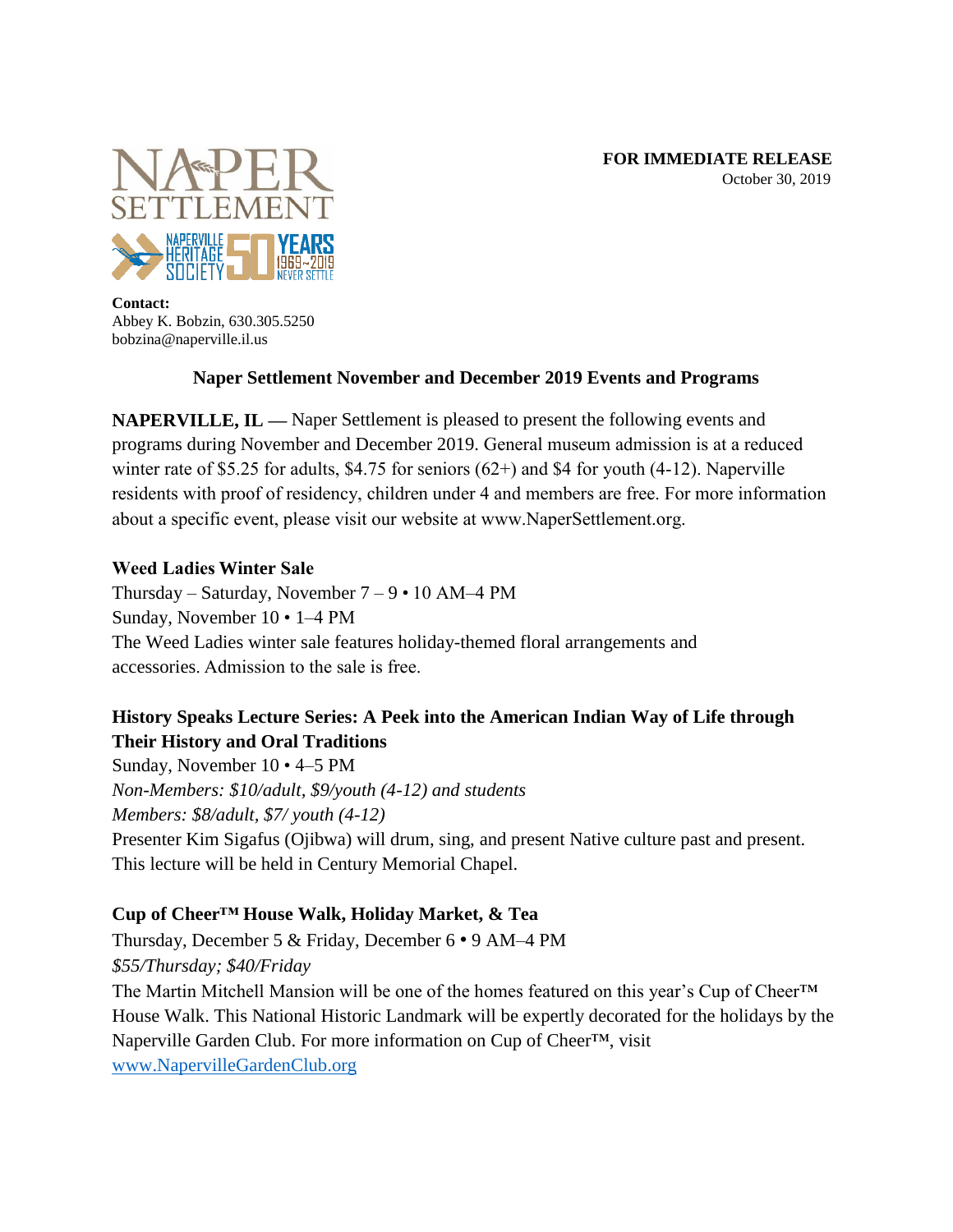**FOR IMMEDIATE RELEASE**
October 30, 2019

**Contact:**
Abbey K. Bobzin, 630.305.5250
bobzina@naperville.il.us

## Naper Settlement November and December 2019 Events and Programs

**NAPERVILLE, IL —** Naper Settlement is pleased to present the following events and programs during November and December 2019. General museum admission is at a reduced winter rate of $5.25 for adults, $4.75 for seniors (62+) and $4 for youth (4-12). Naperville residents with proof of residency, children under 4 and members are free. For more information about a specific event, please visit our website at www.NaperSettlement.org.

### Weed Ladies Winter Sale

Thursday – Saturday, November 7 – 9 • 10 AM–4 PM
Sunday, November 10 • 1–4 PM
The Weed Ladies winter sale features holiday-themed floral arrangements and accessories. Admission to the sale is free.

### History Speaks Lecture Series: A Peek into the American Indian Way of Life through Their History and Oral Traditions

Sunday, November 10 • 4–5 PM
*Non-Members: $10/adult, $9/youth (4-12) and students*
*Members: $8/adult, $7/ youth (4-12)*
Presenter Kim Sigafus (Ojibwa) will drum, sing, and present Native culture past and present. This lecture will be held in Century Memorial Chapel.

### Cup of Cheer™ House Walk, Holiday Market, & Tea

Thursday, December 5 & Friday, December 6 • 9 AM–4 PM
*$55/Thursday; $40/Friday*
The Martin Mitchell Mansion will be one of the homes featured on this year's Cup of Cheer™ House Walk. This National Historic Landmark will be expertly decorated for the holidays by the Naperville Garden Club. For more information on Cup of Cheer™, visit www.NapervilleGardenClub.org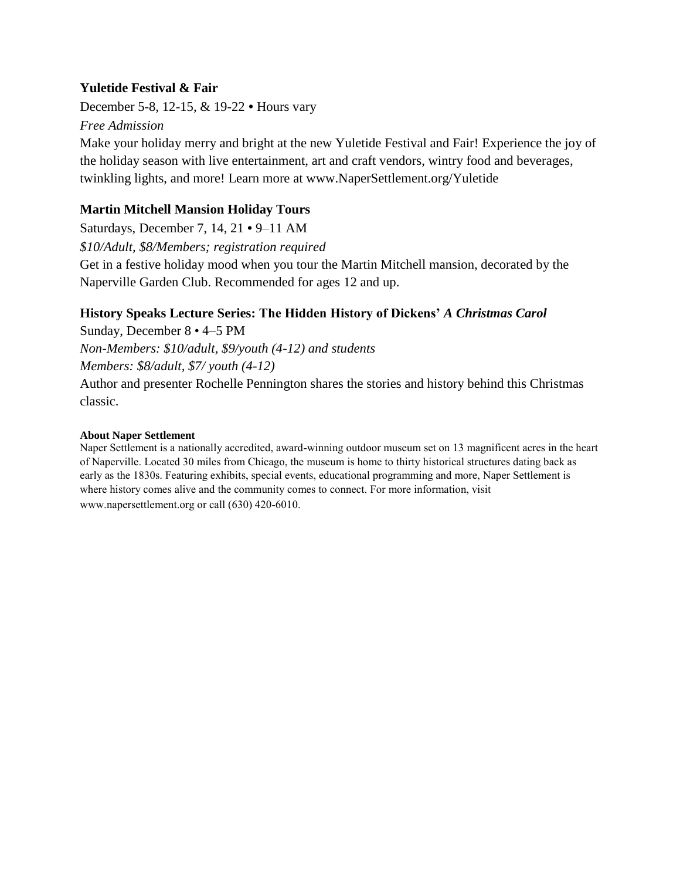**Yuletide Festival & Fair**

December 5-8, 12-15, & 19-22 • Hours vary

*Free Admission*

Make your holiday merry and bright at the new Yuletide Festival and Fair! Experience the joy of the holiday season with live entertainment, art and craft vendors, wintry food and beverages, twinkling lights, and more! Learn more at www.NaperSettlement.org/Yuletide

**Martin Mitchell Mansion Holiday Tours**

Saturdays, December 7, 14, 21 • 9–11 AM

*$10/Adult, $8/Members; registration required*

Get in a festive holiday mood when you tour the Martin Mitchell mansion, decorated by the Naperville Garden Club. Recommended for ages 12 and up.

**History Speaks Lecture Series: The Hidden History of Dickens' *A Christmas Carol***

Sunday, December 8 • 4–5 PM

*Non-Members: $10/adult, $9/youth (4-12) and students*

*Members: $8/adult, $7/ youth (4-12)*

Author and presenter Rochelle Pennington shares the stories and history behind this Christmas classic.

**About Naper Settlement**

Naper Settlement is a nationally accredited, award-winning outdoor museum set on 13 magnificent acres in the heart of Naperville. Located 30 miles from Chicago, the museum is home to thirty historical structures dating back as early as the 1830s. Featuring exhibits, special events, educational programming and more, Naper Settlement is where history comes alive and the community comes to connect. For more information, visit www.napersettlement.org or call (630) 420-6010.